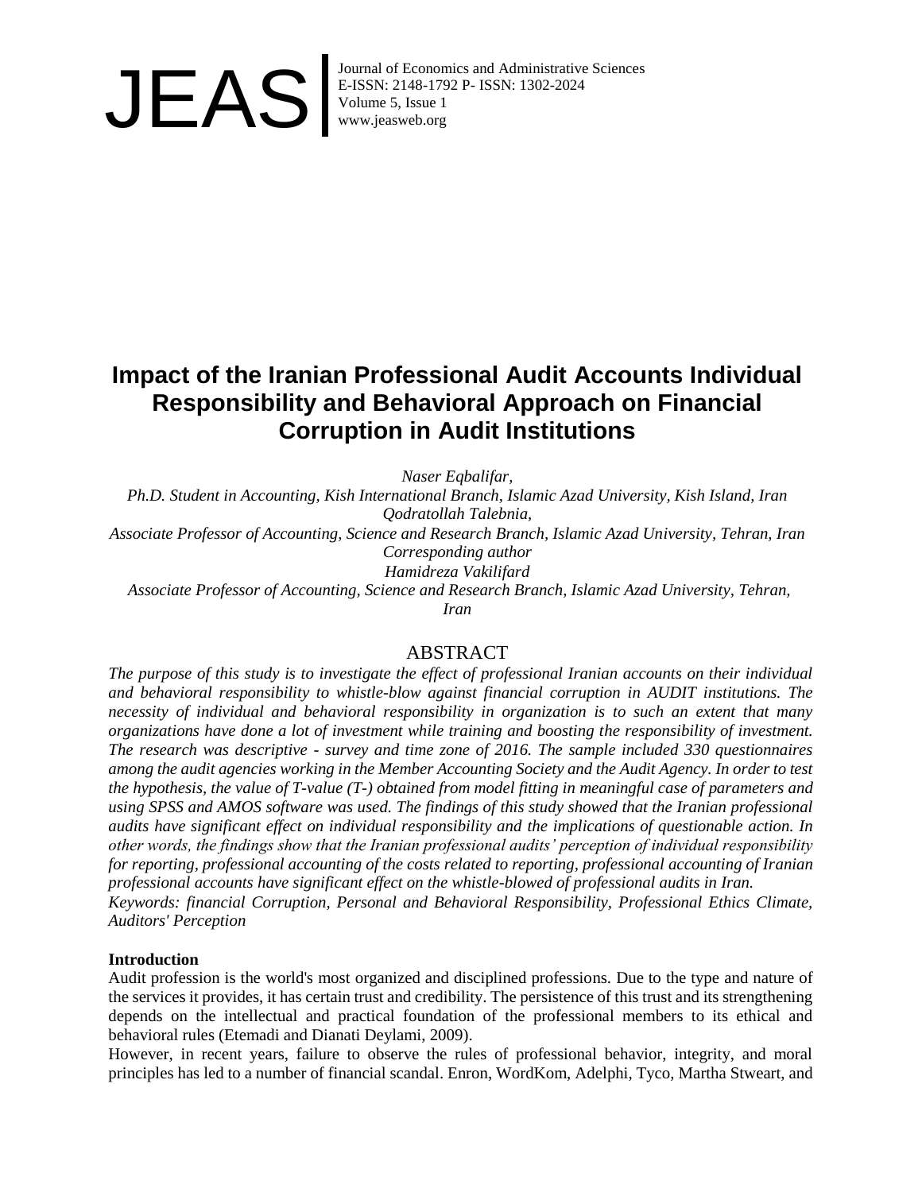# Impact of the Iranian Professional Audit Accounts Individual Responsibility and Behavioral Approach on Financial Corruption in Audit Institutions

*Naser Eqbalifar,*
*Ph.D. Student in Accounting, Kish International Branch, Islamic Azad University, Kish Island, Iran*
*Qodratollah Talebnia,*
*Associate Professor of Accounting, Science and Research Branch, Islamic Azad University, Tehran, Iran*
*Corresponding author*
*Hamidreza Vakilifard*
*Associate Professor of Accounting, Science and Research Branch, Islamic Azad University, Tehran, Iran*

## ABSTRACT

*The purpose of this study is to investigate the effect of professional Iranian accounts on their individual and behavioral responsibility to whistle-blow against financial corruption in AUDIT institutions. The necessity of individual and behavioral responsibility in organization is to such an extent that many organizations have done a lot of investment while training and boosting the responsibility of investment. The research was descriptive - survey and time zone of 2016. The sample included 330 questionnaires among the audit agencies working in the Member Accounting Society and the Audit Agency. In order to test the hypothesis, the value of T-value (T-) obtained from model fitting in meaningful case of parameters and using SPSS and AMOS software was used. The findings of this study showed that the Iranian professional audits have significant effect on individual responsibility and the implications of questionable action. In other words, the findings show that the Iranian professional audits' perception of individual responsibility for reporting, professional accounting of the costs related to reporting, professional accounting of Iranian professional accounts have significant effect on the whistle-blowed of professional audits in Iran.*

*Keywords: financial Corruption, Personal and Behavioral Responsibility, Professional Ethics Climate, Auditors' Perception*

**Introduction**

Audit profession is the world's most organized and disciplined professions. Due to the type and nature of the services it provides, it has certain trust and credibility. The persistence of this trust and its strengthening depends on the intellectual and practical foundation of the professional members to its ethical and behavioral rules (Etemadi and Dianati Deylami, 2009).

However, in recent years, failure to observe the rules of professional behavior, integrity, and moral principles has led to a number of financial scandal. Enron, WordKom, Adelphi, Tyco, Martha Stweart, and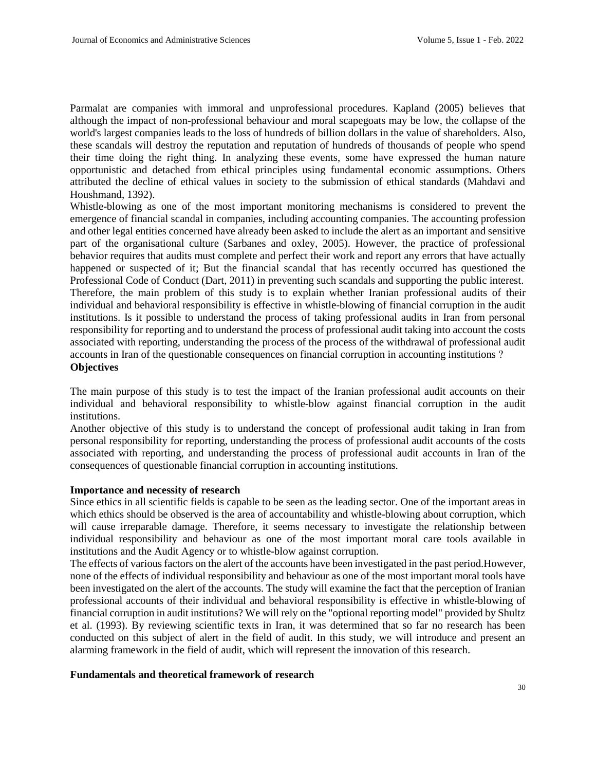Parmalat are companies with immoral and unprofessional procedures. Kapland (2005) believes that although the impact of non-professional behaviour and moral scapegoats may be low, the collapse of the world's largest companies leads to the loss of hundreds of billion dollars in the value of shareholders. Also, these scandals will destroy the reputation and reputation of hundreds of thousands of people who spend their time doing the right thing. In analyzing these events, some have expressed the human nature opportunistic and detached from ethical principles using fundamental economic assumptions. Others attributed the decline of ethical values in society to the submission of ethical standards (Mahdavi and Houshmand, 1392).

Whistle-blowing as one of the most important monitoring mechanisms is considered to prevent the emergence of financial scandal in companies, including accounting companies. The accounting profession and other legal entities concerned have already been asked to include the alert as an important and sensitive part of the organisational culture (Sarbanes and oxley, 2005). However, the practice of professional behavior requires that audits must complete and perfect their work and report any errors that have actually happened or suspected of it; But the financial scandal that has recently occurred has questioned the Professional Code of Conduct (Dart, 2011) in preventing such scandals and supporting the public interest. Therefore, the main problem of this study is to explain whether Iranian professional audits of their individual and behavioral responsibility is effective in whistle-blowing of financial corruption in the audit institutions. Is it possible to understand the process of taking professional audits in Iran from personal responsibility for reporting and to understand the process of professional audit taking into account the costs associated with reporting, understanding the process of the process of the withdrawal of professional audit accounts in Iran of the questionable consequences on financial corruption in accounting institutions ?

**Objectives**

The main purpose of this study is to test the impact of the Iranian professional audit accounts on their individual and behavioral responsibility to whistle-blow against financial corruption in the audit institutions.

Another objective of this study is to understand the concept of professional audit taking in Iran from personal responsibility for reporting, understanding the process of professional audit accounts of the costs associated with reporting, and understanding the process of professional audit accounts in Iran of the consequences of questionable financial corruption in accounting institutions.

**Importance and necessity of research**

Since ethics in all scientific fields is capable to be seen as the leading sector. One of the important areas in which ethics should be observed is the area of accountability and whistle-blowing about corruption, which will cause irreparable damage. Therefore, it seems necessary to investigate the relationship between individual responsibility and behaviour as one of the most important moral care tools available in institutions and the Audit Agency or to whistle-blow against corruption.

The effects of various factors on the alert of the accounts have been investigated in the past period.However, none of the effects of individual responsibility and behaviour as one of the most important moral tools have been investigated on the alert of the accounts. The study will examine the fact that the perception of Iranian professional accounts of their individual and behavioral responsibility is effective in whistle-blowing of financial corruption in audit institutions? We will rely on the "optional reporting model" provided by Shultz et al. (1993). By reviewing scientific texts in Iran, it was determined that so far no research has been conducted on this subject of alert in the field of audit. In this study, we will introduce and present an alarming framework in the field of audit, which will represent the innovation of this research.

**Fundamentals and theoretical framework of research**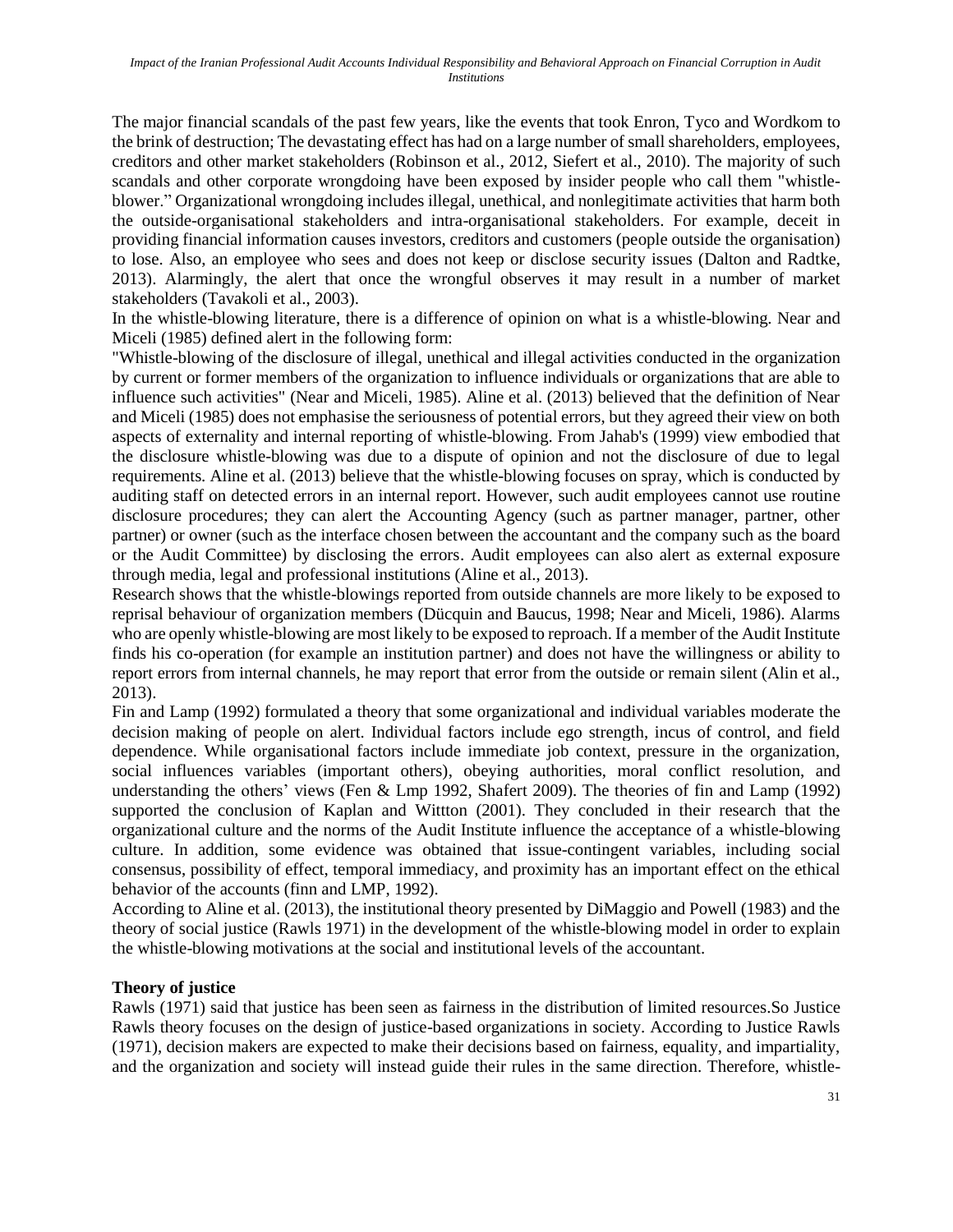The major financial scandals of the past few years, like the events that took Enron, Tyco and Wordkom to the brink of destruction; The devastating effect has had on a large number of small shareholders, employees, creditors and other market stakeholders (Robinson et al., 2012, Siefert et al., 2010). The majority of such scandals and other corporate wrongdoing have been exposed by insider people who call them "whistle-blower." Organizational wrongdoing includes illegal, unethical, and nonlegitimate activities that harm both the outside-organisational stakeholders and intra-organisational stakeholders. For example, deceit in providing financial information causes investors, creditors and customers (people outside the organisation) to lose. Also, an employee who sees and does not keep or disclose security issues (Dalton and Radtke, 2013). Alarmingly, the alert that once the wrongful observes it may result in a number of market stakeholders (Tavakoli et al., 2003).

In the whistle-blowing literature, there is a difference of opinion on what is a whistle-blowing. Near and Miceli (1985) defined alert in the following form:

"Whistle-blowing of the disclosure of illegal, unethical and illegal activities conducted in the organization by current or former members of the organization to influence individuals or organizations that are able to influence such activities" (Near and Miceli, 1985). Aline et al. (2013) believed that the definition of Near and Miceli (1985) does not emphasise the seriousness of potential errors, but they agreed their view on both aspects of externality and internal reporting of whistle-blowing. From Jahab's (1999) view embodied that the disclosure whistle-blowing was due to a dispute of opinion and not the disclosure of due to legal requirements. Aline et al. (2013) believe that the whistle-blowing focuses on spray, which is conducted by auditing staff on detected errors in an internal report. However, such audit employees cannot use routine disclosure procedures; they can alert the Accounting Agency (such as partner manager, partner, other partner) or owner (such as the interface chosen between the accountant and the company such as the board or the Audit Committee) by disclosing the errors. Audit employees can also alert as external exposure through media, legal and professional institutions (Aline et al., 2013).

Research shows that the whistle-blowings reported from outside channels are more likely to be exposed to reprisal behaviour of organization members (Dücquin and Baucus, 1998; Near and Miceli, 1986). Alarms who are openly whistle-blowing are most likely to be exposed to reproach. If a member of the Audit Institute finds his co-operation (for example an institution partner) and does not have the willingness or ability to report errors from internal channels, he may report that error from the outside or remain silent (Alin et al., 2013).

Fin and Lamp (1992) formulated a theory that some organizational and individual variables moderate the decision making of people on alert. Individual factors include ego strength, incus of control, and field dependence. While organisational factors include immediate job context, pressure in the organization, social influences variables (important others), obeying authorities, moral conflict resolution, and understanding the others' views (Fen & Lmp 1992, Shafert 2009). The theories of fin and Lamp (1992) supported the conclusion of Kaplan and Wittton (2001). They concluded in their research that the organizational culture and the norms of the Audit Institute influence the acceptance of a whistle-blowing culture. In addition, some evidence was obtained that issue-contingent variables, including social consensus, possibility of effect, temporal immediacy, and proximity has an important effect on the ethical behavior of the accounts (finn and LMP, 1992).

According to Aline et al. (2013), the institutional theory presented by DiMaggio and Powell (1983) and the theory of social justice (Rawls 1971) in the development of the whistle-blowing model in order to explain the whistle-blowing motivations at the social and institutional levels of the accountant.

**Theory of justice**

Rawls (1971) said that justice has been seen as fairness in the distribution of limited resources.So Justice Rawls theory focuses on the design of justice-based organizations in society. According to Justice Rawls (1971), decision makers are expected to make their decisions based on fairness, equality, and impartiality, and the organization and society will instead guide their rules in the same direction. Therefore, whistle-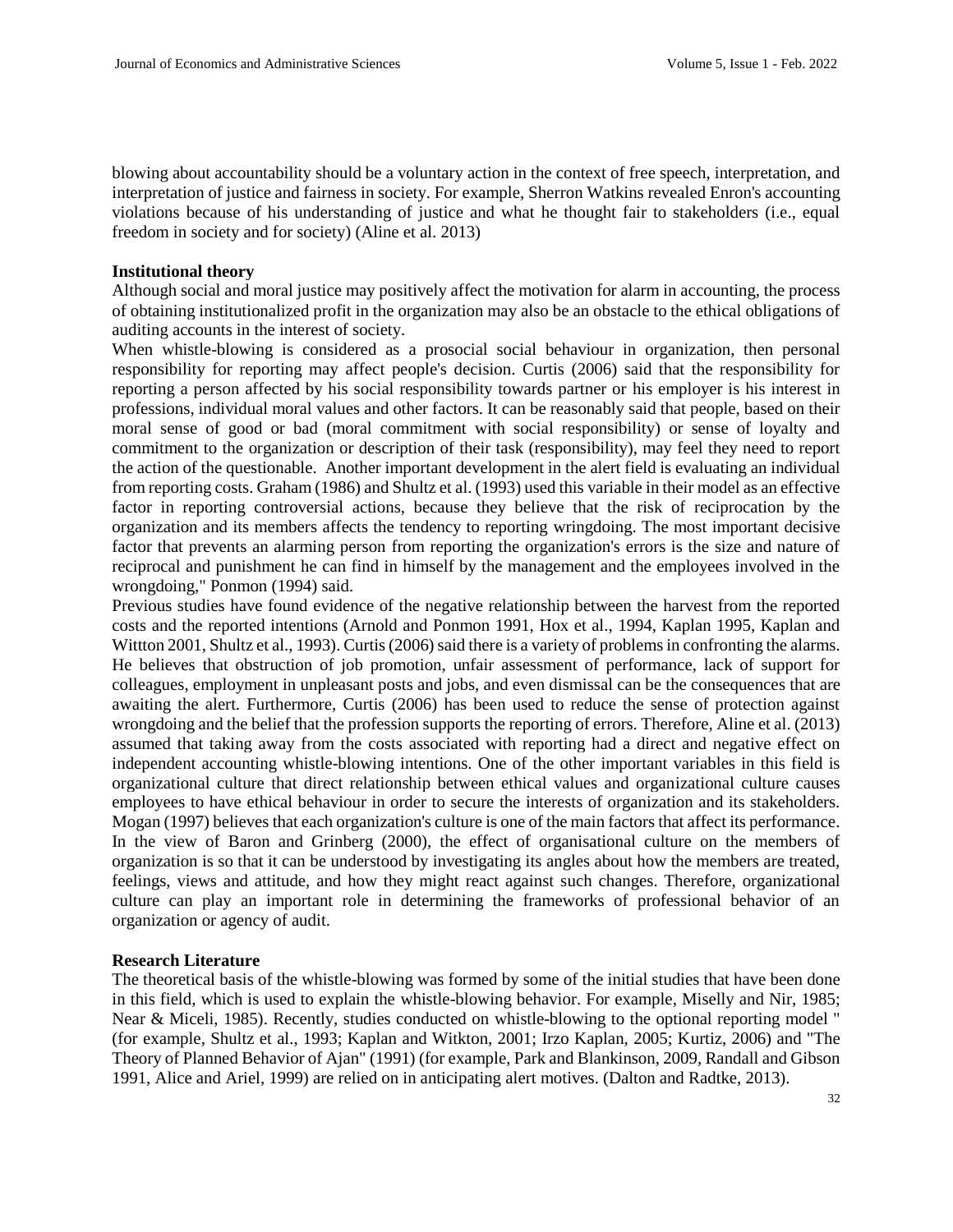blowing about accountability should be a voluntary action in the context of free speech, interpretation, and interpretation of justice and fairness in society. For example, Sherron Watkins revealed Enron's accounting violations because of his understanding of justice and what he thought fair to stakeholders (i.e., equal freedom in society and for society) (Aline et al. 2013)

**Institutional theory**

Although social and moral justice may positively affect the motivation for alarm in accounting, the process of obtaining institutionalized profit in the organization may also be an obstacle to the ethical obligations of auditing accounts in the interest of society.

When whistle-blowing is considered as a prosocial social behaviour in organization, then personal responsibility for reporting may affect people's decision. Curtis (2006) said that the responsibility for reporting a person affected by his social responsibility towards partner or his employer is his interest in professions, individual moral values and other factors. It can be reasonably said that people, based on their moral sense of good or bad (moral commitment with social responsibility) or sense of loyalty and commitment to the organization or description of their task (responsibility), may feel they need to report the action of the questionable. Another important development in the alert field is evaluating an individual from reporting costs. Graham (1986) and Shultz et al. (1993) used this variable in their model as an effective factor in reporting controversial actions, because they believe that the risk of reciprocation by the organization and its members affects the tendency to reporting wringdoing. The most important decisive factor that prevents an alarming person from reporting the organization's errors is the size and nature of reciprocal and punishment he can find in himself by the management and the employees involved in the wrongdoing," Ponmon (1994) said.

Previous studies have found evidence of the negative relationship between the harvest from the reported costs and the reported intentions (Arnold and Ponmon 1991, Hox et al., 1994, Kaplan 1995, Kaplan and Wittton 2001, Shultz et al., 1993). Curtis (2006) said there is a variety of problems in confronting the alarms. He believes that obstruction of job promotion, unfair assessment of performance, lack of support for colleagues, employment in unpleasant posts and jobs, and even dismissal can be the consequences that are awaiting the alert. Furthermore, Curtis (2006) has been used to reduce the sense of protection against wrongdoing and the belief that the profession supports the reporting of errors. Therefore, Aline et al. (2013) assumed that taking away from the costs associated with reporting had a direct and negative effect on independent accounting whistle-blowing intentions. One of the other important variables in this field is organizational culture that direct relationship between ethical values and organizational culture causes employees to have ethical behaviour in order to secure the interests of organization and its stakeholders. Mogan (1997) believes that each organization's culture is one of the main factors that affect its performance. In the view of Baron and Grinberg (2000), the effect of organisational culture on the members of organization is so that it can be understood by investigating its angles about how the members are treated, feelings, views and attitude, and how they might react against such changes. Therefore, organizational culture can play an important role in determining the frameworks of professional behavior of an organization or agency of audit.

**Research Literature**

The theoretical basis of the whistle-blowing was formed by some of the initial studies that have been done in this field, which is used to explain the whistle-blowing behavior. For example, Miselly and Nir, 1985; Near & Miceli, 1985). Recently, studies conducted on whistle-blowing to the optional reporting model " (for example, Shultz et al., 1993; Kaplan and Witkton, 2001; Irzo Kaplan, 2005; Kurtiz, 2006) and "The Theory of Planned Behavior of Ajan" (1991) (for example, Park and Blankinson, 2009, Randall and Gibson 1991, Alice and Ariel, 1999) are relied on in anticipating alert motives. (Dalton and Radtke, 2013).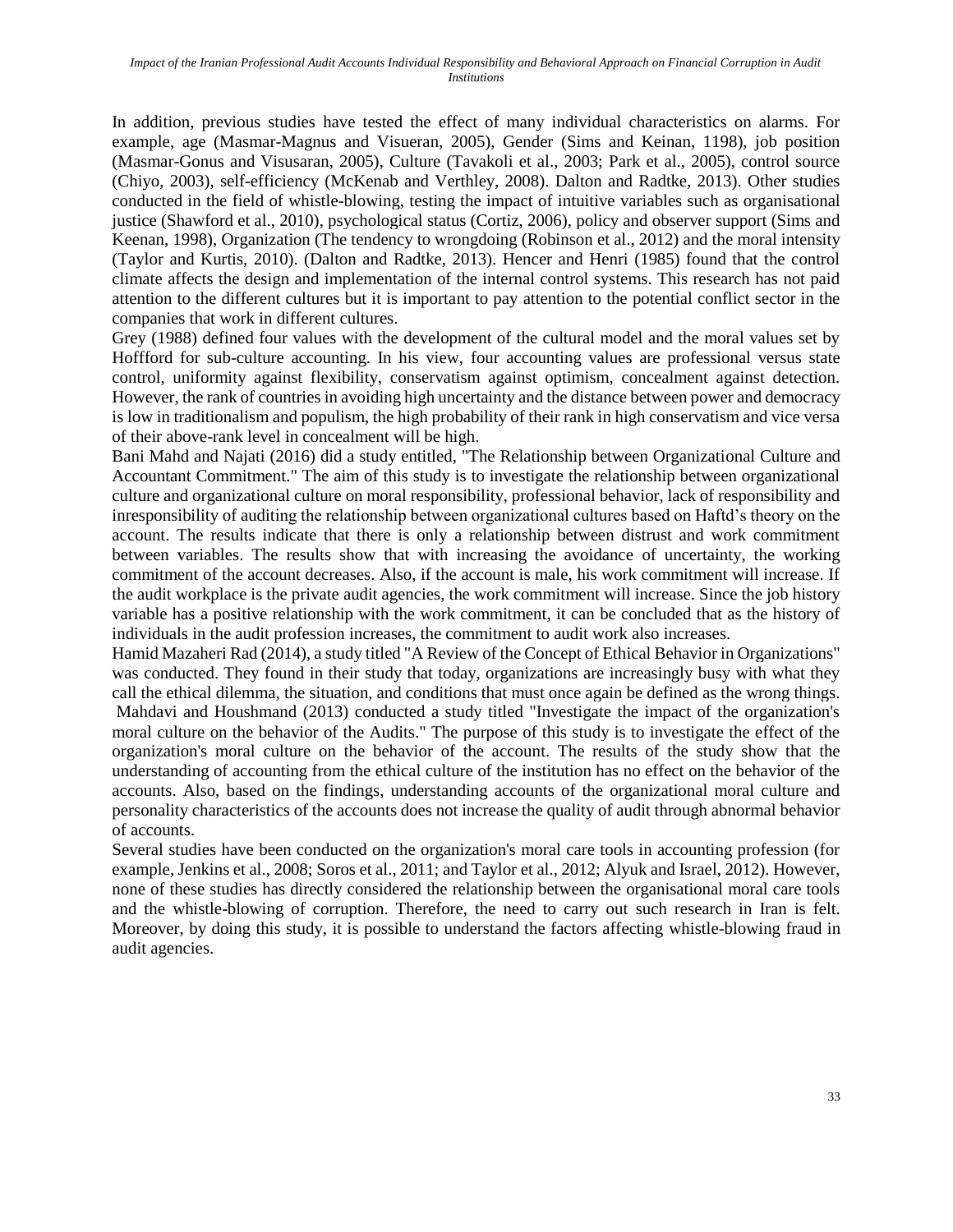In addition, previous studies have tested the effect of many individual characteristics on alarms. For example, age (Masmar-Magnus and Visueran, 2005), Gender (Sims and Keinan, 1198), job position (Masmar-Gonus and Visusaran, 2005), Culture (Tavakoli et al., 2003; Park et al., 2005), control source (Chiyo, 2003), self-efficiency (McKenab and Verthley, 2008). Dalton and Radtke, 2013). Other studies conducted in the field of whistle-blowing, testing the impact of intuitive variables such as organisational justice (Shawford et al., 2010), psychological status (Cortiz, 2006), policy and observer support (Sims and Keenan, 1998), Organization (The tendency to wrongdoing (Robinson et al., 2012) and the moral intensity (Taylor and Kurtis, 2010). (Dalton and Radtke, 2013). Hencer and Henri (1985) found that the control climate affects the design and implementation of the internal control systems. This research has not paid attention to the different cultures but it is important to pay attention to the potential conflict sector in the companies that work in different cultures.

Grey (1988) defined four values with the development of the cultural model and the moral values set by Hoffford for sub-culture accounting. In his view, four accounting values are professional versus state control, uniformity against flexibility, conservatism against optimism, concealment against detection. However, the rank of countries in avoiding high uncertainty and the distance between power and democracy is low in traditionalism and populism, the high probability of their rank in high conservatism and vice versa of their above-rank level in concealment will be high.

Bani Mahd and Najati (2016) did a study entitled, "The Relationship between Organizational Culture and Accountant Commitment." The aim of this study is to investigate the relationship between organizational culture and organizational culture on moral responsibility, professional behavior, lack of responsibility and inresponsibility of auditing the relationship between organizational cultures based on Haftd's theory on the account. The results indicate that there is only a relationship between distrust and work commitment between variables. The results show that with increasing the avoidance of uncertainty, the working commitment of the account decreases. Also, if the account is male, his work commitment will increase. If the audit workplace is the private audit agencies, the work commitment will increase. Since the job history variable has a positive relationship with the work commitment, it can be concluded that as the history of individuals in the audit profession increases, the commitment to audit work also increases.

Hamid Mazaheri Rad (2014), a study titled "A Review of the Concept of Ethical Behavior in Organizations" was conducted. They found in their study that today, organizations are increasingly busy with what they call the ethical dilemma, the situation, and conditions that must once again be defined as the wrong things.

Mahdavi and Houshmand (2013) conducted a study titled "Investigate the impact of the organization's moral culture on the behavior of the Audits." The purpose of this study is to investigate the effect of the organization's moral culture on the behavior of the account. The results of the study show that the understanding of accounting from the ethical culture of the institution has no effect on the behavior of the accounts. Also, based on the findings, understanding accounts of the organizational moral culture and personality characteristics of the accounts does not increase the quality of audit through abnormal behavior of accounts.

Several studies have been conducted on the organization's moral care tools in accounting profession (for example, Jenkins et al., 2008; Soros et al., 2011; and Taylor et al., 2012; Alyuk and Israel, 2012). However, none of these studies has directly considered the relationship between the organisational moral care tools and the whistle-blowing of corruption. Therefore, the need to carry out such research in Iran is felt. Moreover, by doing this study, it is possible to understand the factors affecting whistle-blowing fraud in audit agencies.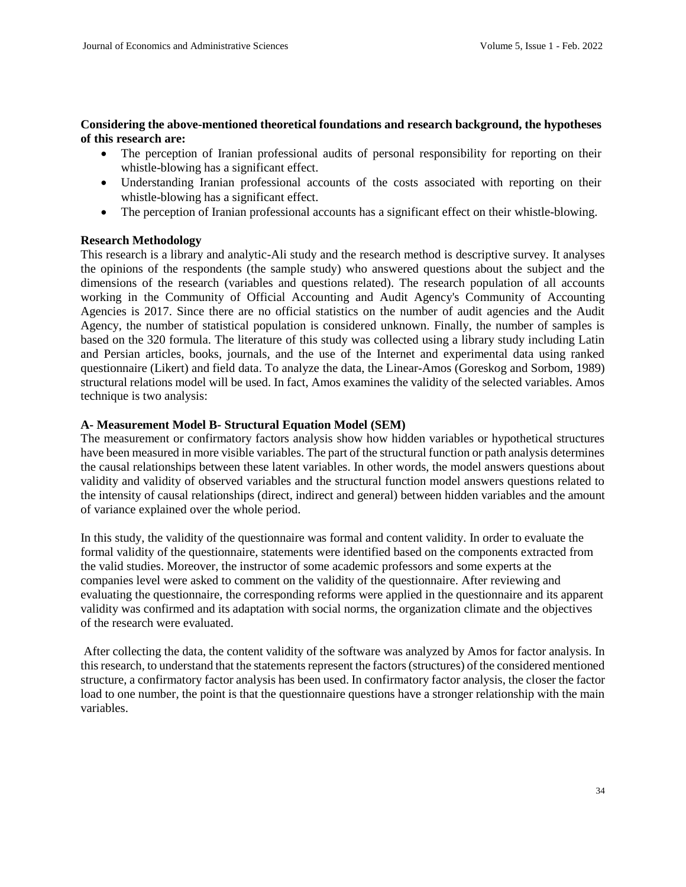**Considering the above-mentioned theoretical foundations and research background, the hypotheses of this research are:**

- The perception of Iranian professional audits of personal responsibility for reporting on their whistle-blowing has a significant effect.
- Understanding Iranian professional accounts of the costs associated with reporting on their whistle-blowing has a significant effect.
- The perception of Iranian professional accounts has a significant effect on their whistle-blowing.

**Research Methodology**

This research is a library and analytic-Ali study and the research method is descriptive survey. It analyses the opinions of the respondents (the sample study) who answered questions about the subject and the dimensions of the research (variables and questions related). The research population of all accounts working in the Community of Official Accounting and Audit Agency's Community of Accounting Agencies is 2017. Since there are no official statistics on the number of audit agencies and the Audit Agency, the number of statistical population is considered unknown. Finally, the number of samples is based on the 320 formula. The literature of this study was collected using a library study including Latin and Persian articles, books, journals, and the use of the Internet and experimental data using ranked questionnaire (Likert) and field data. To analyze the data, the Linear-Amos (Goreskog and Sorbom, 1989) structural relations model will be used. In fact, Amos examines the validity of the selected variables. Amos technique is two analysis:

**A- Measurement Model B- Structural Equation Model (SEM)**

The measurement or confirmatory factors analysis show how hidden variables or hypothetical structures have been measured in more visible variables. The part of the structural function or path analysis determines the causal relationships between these latent variables. In other words, the model answers questions about validity and validity of observed variables and the structural function model answers questions related to the intensity of causal relationships (direct, indirect and general) between hidden variables and the amount of variance explained over the whole period.

In this study, the validity of the questionnaire was formal and content validity. In order to evaluate the formal validity of the questionnaire, statements were identified based on the components extracted from the valid studies. Moreover, the instructor of some academic professors and some experts at the companies level were asked to comment on the validity of the questionnaire. After reviewing and evaluating the questionnaire, the corresponding reforms were applied in the questionnaire and its apparent validity was confirmed and its adaptation with social norms, the organization climate and the objectives of the research were evaluated.

After collecting the data, the content validity of the software was analyzed by Amos for factor analysis. In this research, to understand that the statements represent the factors (structures) of the considered mentioned structure, a confirmatory factor analysis has been used. In confirmatory factor analysis, the closer the factor load to one number, the point is that the questionnaire questions have a stronger relationship with the main variables.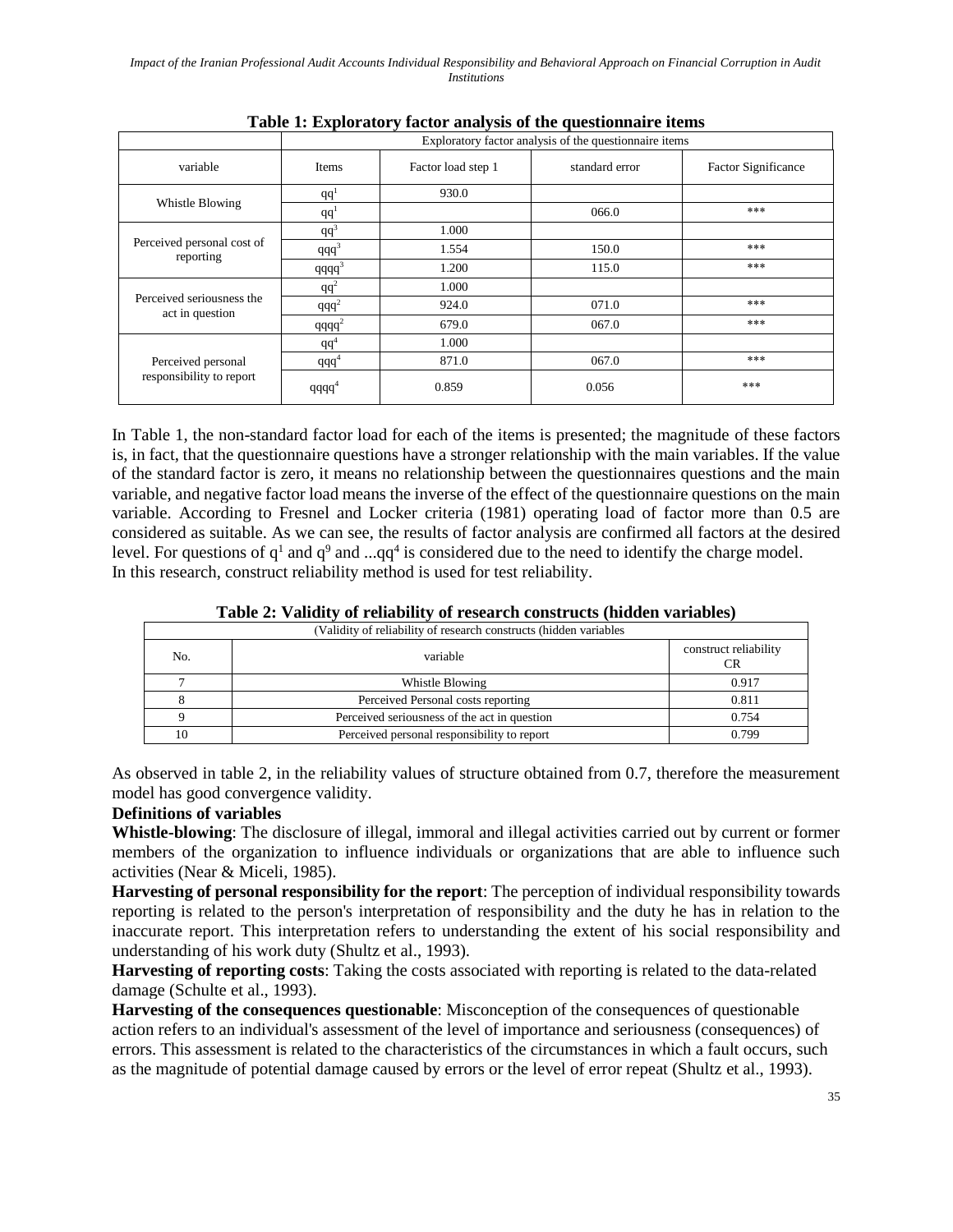**Table 1: Exploratory factor analysis of the questionnaire items**

| | Exploratory factor analysis of the questionnaire items | | | |
|---|---|---|---|---|
| variable | Items | Factor load step 1 | standard error | Factor Significance |
| Whistle Blowing | $qq^1$ | 930.0 | | |
| | $qq^1$ | | 066.0 | *** |
| Perceived personal cost of reporting | $qq^3$ | 1.000 | | |
| | $qqq^3$ | 1.554 | 150.0 | *** |
| | $qqqq^3$ | 1.200 | 115.0 | *** |
| Perceived seriousness the act in question | $qq^2$ | 1.000 | | |
| | $qqq^2$ | 924.0 | 071.0 | *** |
| | $qqqq^2$ | 679.0 | 067.0 | *** |
| Perceived personal responsibility to report | $qq^4$ | 1.000 | | |
| | $qqq^4$ | 871.0 | 067.0 | *** |
| | $qqqq^4$ | 0.859 | 0.056 | *** |

In Table 1, the non-standard factor load for each of the items is presented; the magnitude of these factors is, in fact, that the questionnaire questions have a stronger relationship with the main variables. If the value of the standard factor is zero, it means no relationship between the questionnaires questions and the main variable, and negative factor load means the inverse of the effect of the questionnaire questions on the main variable. According to Fresnel and Locker criteria (1981) operating load of factor more than 0.5 are considered as suitable. As we can see, the results of factor analysis are confirmed all factors at the desired level. For questions of $q^1$ and $q^9$ and ...$qq^4$ is considered due to the need to identify the charge model.
In this research, construct reliability method is used for test reliability.

**Table 2: Validity of reliability of research constructs (hidden variables)**

| (Validity of reliability of research constructs (hidden variables | | |
|---|---|---|
| No. | variable | construct reliability CR |
| 7 | Whistle Blowing | 0.917 |
| 8 | Perceived Personal costs reporting | 0.811 |
| 9 | Perceived seriousness of the act in question | 0.754 |
| 10 | Perceived personal responsibility to report | 0.799 |

As observed in table 2, in the reliability values of structure obtained from 0.7, therefore the measurement model has good convergence validity.

**Definitions of variables**

**Whistle-blowing**: The disclosure of illegal, immoral and illegal activities carried out by current or former members of the organization to influence individuals or organizations that are able to influence such activities (Near & Miceli, 1985).

**Harvesting of personal responsibility for the report**: The perception of individual responsibility towards reporting is related to the person's interpretation of responsibility and the duty he has in relation to the inaccurate report. This interpretation refers to understanding the extent of his social responsibility and understanding of his work duty (Shultz et al., 1993).

**Harvesting of reporting costs**: Taking the costs associated with reporting is related to the data-related damage (Schulte et al., 1993).

**Harvesting of the consequences questionable**: Misconception of the consequences of questionable action refers to an individual's assessment of the level of importance and seriousness (consequences) of errors. This assessment is related to the characteristics of the circumstances in which a fault occurs, such as the magnitude of potential damage caused by errors or the level of error repeat (Shultz et al., 1993).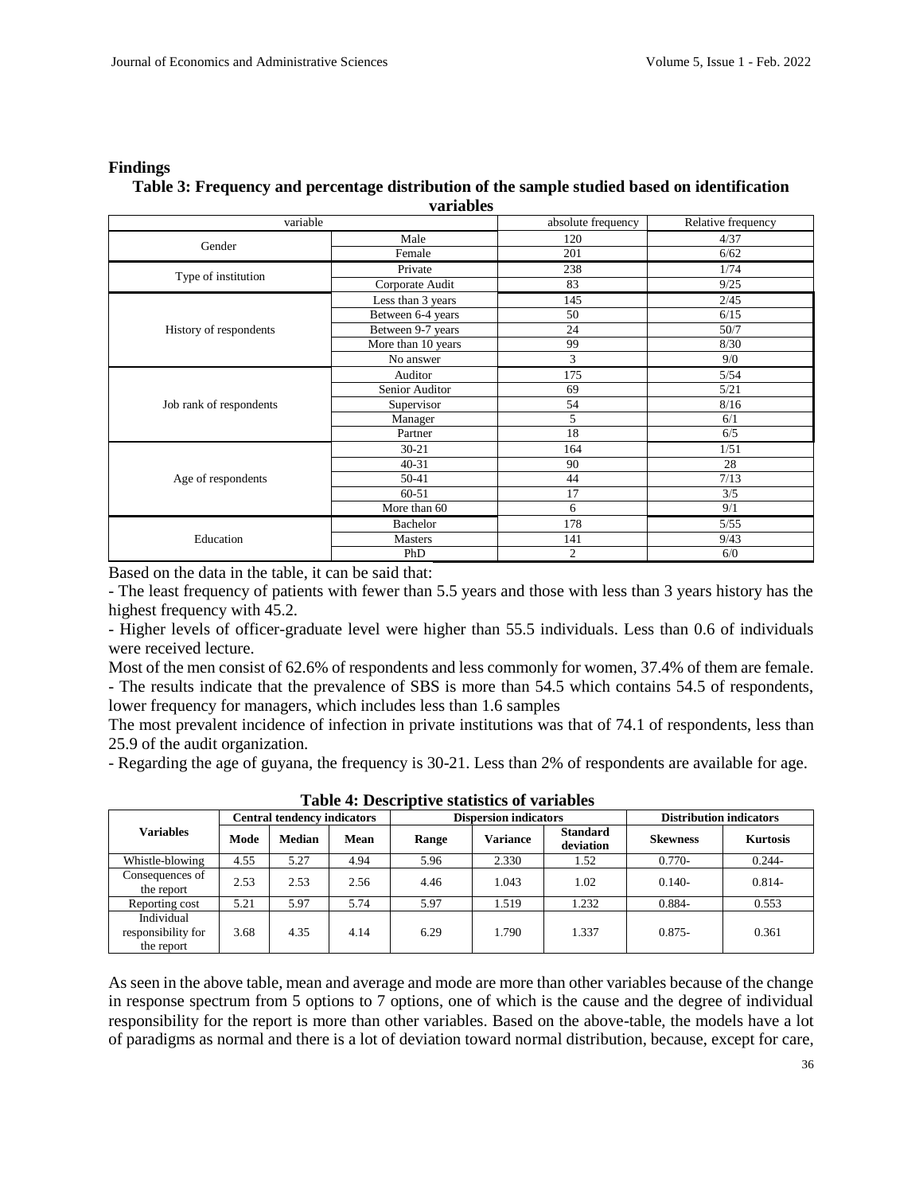## Findings

**Table 3: Frequency and percentage distribution of the sample studied based on identification variables**

| variable | | absolute frequency | Relative frequency |
|---|---|---|---|
| Gender | Male | 120 | 4/37 |
| | Female | 201 | 6/62 |
| Type of institution | Private | 238 | 1/74 |
| | Corporate Audit | 83 | 9/25 |
| History of respondents | Less than 3 years | 145 | 2/45 |
| | Between 6-4 years | 50 | 6/15 |
| | Between 9-7 years | 24 | 50/7 |
| | More than 10 years | 99 | 8/30 |
| | No answer | 3 | 9/0 |
| Job rank of respondents | Auditor | 175 | 5/54 |
| | Senior Auditor | 69 | 5/21 |
| | Supervisor | 54 | 8/16 |
| | Manager | 5 | 6/1 |
| | Partner | 18 | 6/5 |
| Age of respondents | 30-21 | 164 | 1/51 |
| | 40-31 | 90 | 28 |
| | 50-41 | 44 | 7/13 |
| | 60-51 | 17 | 3/5 |
| | More than 60 | 6 | 9/1 |
| Education | Bachelor | 178 | 5/55 |
| | Masters | 141 | 9/43 |
| | PhD | 2 | 6/0 |

Based on the data in the table, it can be said that:

- The least frequency of patients with fewer than 5.5 years and those with less than 3 years history has the highest frequency with 45.2.
- Higher levels of officer-graduate level were higher than 55.5 individuals. Less than 0.6 of individuals were received lecture.

Most of the men consist of 62.6% of respondents and less commonly for women, 37.4% of them are female.

- The results indicate that the prevalence of SBS is more than 54.5 which contains 54.5 of respondents, lower frequency for managers, which includes less than 1.6 samples

The most prevalent incidence of infection in private institutions was that of 74.1 of respondents, less than 25.9 of the audit organization.

- Regarding the age of guyana, the frequency is 30-21. Less than 2% of respondents are available for age.

**Table 4: Descriptive statistics of variables**

| Variables | Central tendency indicators | | | Dispersion indicators | | | Distribution indicators | |
|---|---|---|---|---|---|---|---|---|
| | Mode | Median | Mean | Range | Variance | Standard deviation | Skewness | Kurtosis |
| Whistle-blowing | 4.55 | 5.27 | 4.94 | 5.96 | 2.330 | 1.52 | 0.770- | 0.244- |
| Consequences of the report | 2.53 | 2.53 | 2.56 | 4.46 | 1.043 | 1.02 | 0.140- | 0.814- |
| Reporting cost | 5.21 | 5.97 | 5.74 | 5.97 | 1.519 | 1.232 | 0.884- | 0.553 |
| Individual responsibility for the report | 3.68 | 4.35 | 4.14 | 6.29 | 1.790 | 1.337 | 0.875- | 0.361 |

As seen in the above table, mean and average and mode are more than other variables because of the change in response spectrum from 5 options to 7 options, one of which is the cause and the degree of individual responsibility for the report is more than other variables. Based on the above-table, the models have a lot of paradigms as normal and there is a lot of deviation toward normal distribution, because, except for care,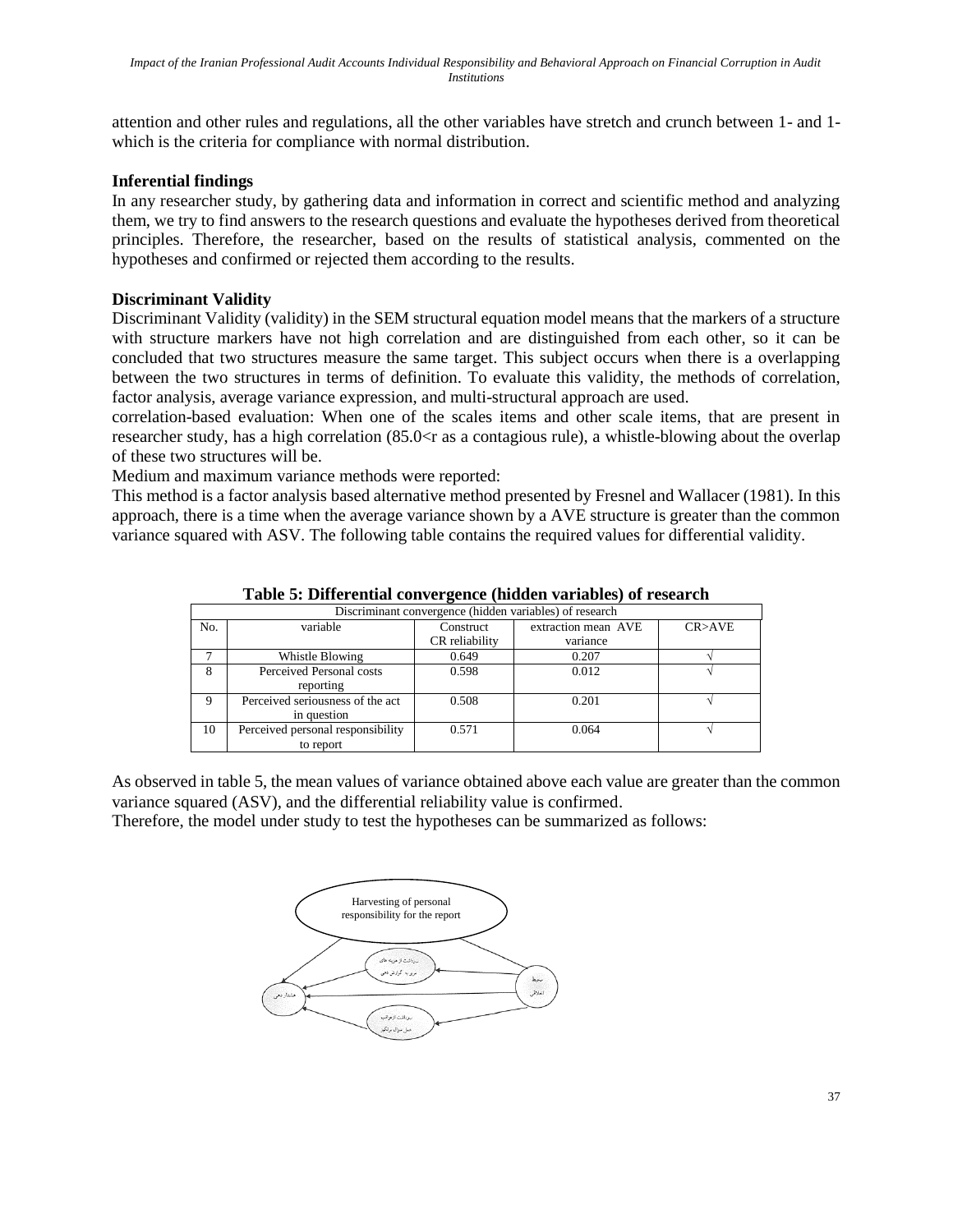attention and other rules and regulations, all the other variables have stretch and crunch between 1- and 1- which is the criteria for compliance with normal distribution.

**Inferential findings**

In any researcher study, by gathering data and information in correct and scientific method and analyzing them, we try to find answers to the research questions and evaluate the hypotheses derived from theoretical principles. Therefore, the researcher, based on the results of statistical analysis, commented on the hypotheses and confirmed or rejected them according to the results.

**Discriminant Validity**

Discriminant Validity (validity) in the SEM structural equation model means that the markers of a structure with structure markers have not high correlation and are distinguished from each other, so it can be concluded that two structures measure the same target. This subject occurs when there is a overlapping between the two structures in terms of definition. To evaluate this validity, the methods of correlation, factor analysis, average variance expression, and multi-structural approach are used.

correlation-based evaluation: When one of the scales items and other scale items, that are present in researcher study, has a high correlation (85.0<r as a contagious rule), a whistle-blowing about the overlap of these two structures will be.

Medium and maximum variance methods were reported:

This method is a factor analysis based alternative method presented by Fresnel and Wallacer (1981). In this approach, there is a time when the average variance shown by a AVE structure is greater than the common variance squared with ASV. The following table contains the required values for differential validity.

**Table 5: Differential convergence (hidden variables) of research**

| Discriminant convergence (hidden variables) of research | | | | |
|---|---|---|---|---|
| No. | variable | Construct CR reliability | extraction mean AVE variance | CR>AVE |
| 7 | Whistle Blowing | 0.649 | 0.207 | √ |
| 8 | Perceived Personal costs reporting | 0.598 | 0.012 | √ |
| 9 | Perceived seriousness of the act in question | 0.508 | 0.201 | √ |
| 10 | Perceived personal responsibility to report | 0.571 | 0.064 | √ |

As observed in table 5, the mean values of variance obtained above each value are greater than the common variance squared (ASV), and the differential reliability value is confirmed.

Therefore, the model under study to test the hypotheses can be summarized as follows:

Harvesting of personal responsibility for the report

برداشت از هزینه های مربوط به گزارش دهی

محیط اخلاقی

افشاگری

برداشت از جدیت عمل مورد پرسش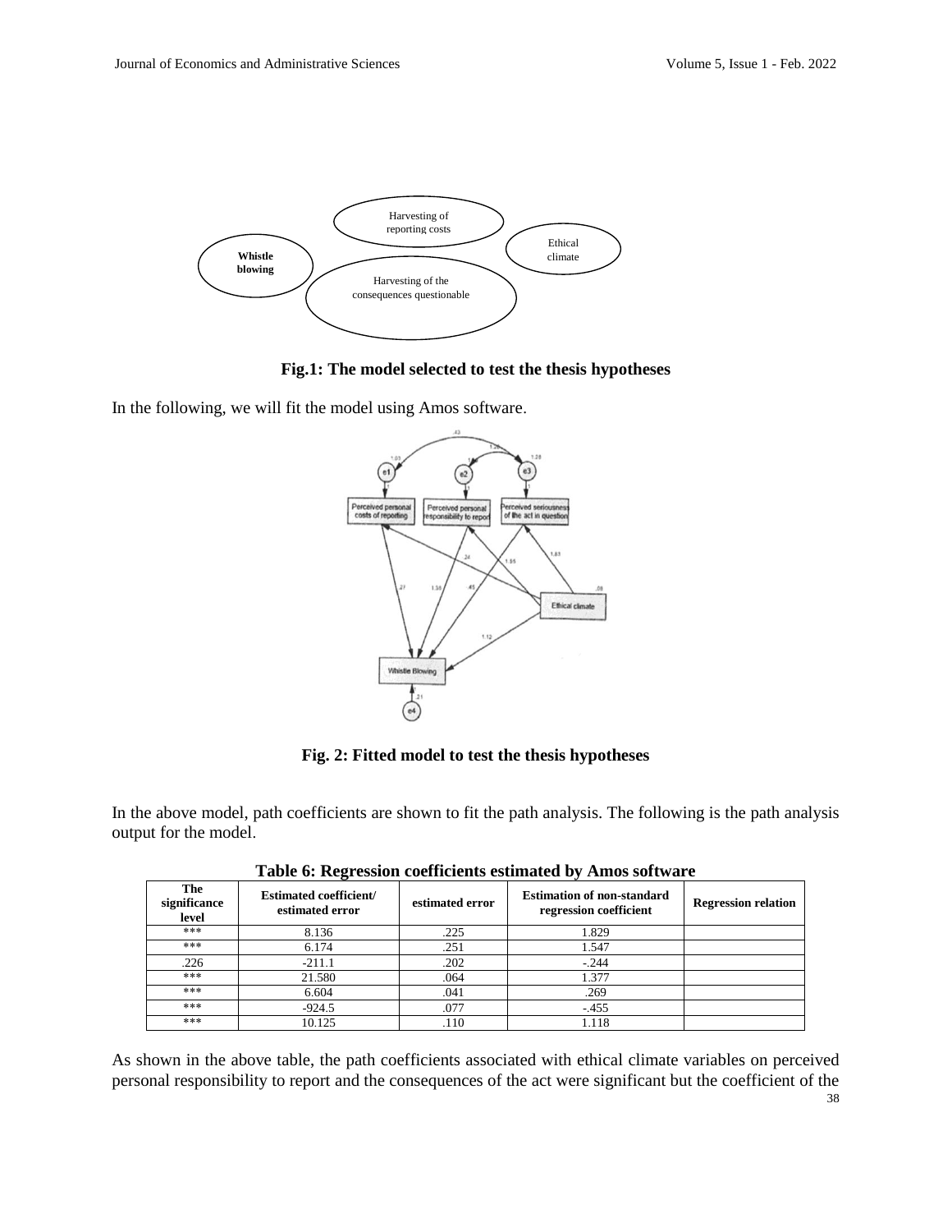Whistle blowing

Harvesting of reporting costs

Harvesting of the consequences questionable

Ethical climate

**Fig.1: The model selected to test the thesis hypotheses**

In the following, we will fit the model using Amos software.

**Fig. 2: Fitted model to test the thesis hypotheses**

In the above model, path coefficients are shown to fit the path analysis. The following is the path analysis output for the model.

**Table 6: Regression coefficients estimated by Amos software**

| The significance level | Estimated coefficient/ estimated error | estimated error | Estimation of non-standard regression coefficient | Regression relation |
|---|---|---|---|---|
| *** | 8.136 | .225 | 1.829 | |
| *** | 6.174 | .251 | 1.547 | |
| .226 | -211.1 | .202 | -.244 | |
| *** | 21.580 | .064 | 1.377 | |
| *** | 6.604 | .041 | .269 | |
| *** | -924.5 | .077 | -.455 | |
| *** | 10.125 | .110 | 1.118 | |

As shown in the above table, the path coefficients associated with ethical climate variables on perceived personal responsibility to report and the consequences of the act were significant but the coefficient of the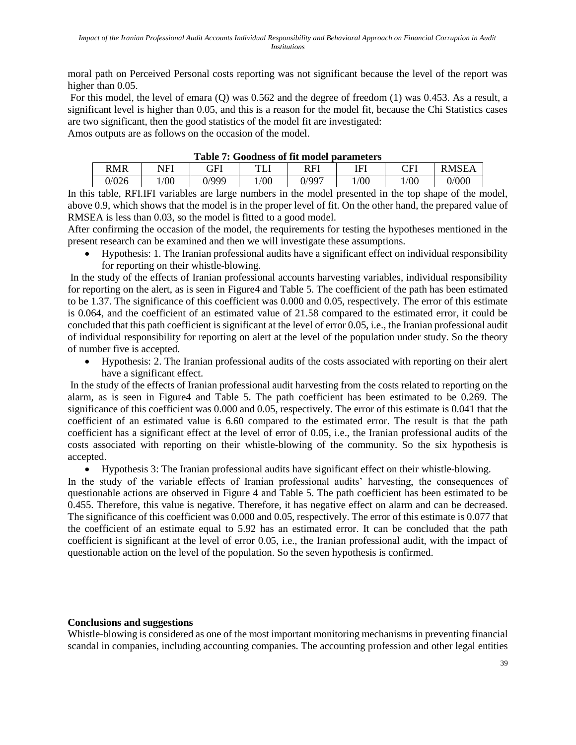moral path on Perceived Personal costs reporting was not significant because the level of the report was higher than 0.05.

For this model, the level of emara (Q) was 0.562 and the degree of freedom (1) was 0.453. As a result, a significant level is higher than 0.05, and this is a reason for the model fit, because the Chi Statistics cases are two significant, then the good statistics of the model fit are investigated:

Amos outputs are as follows on the occasion of the model.

**Table 7: Goodness of fit model parameters**

| RMR | NFI | GFI | TLI | RFI | IFI | CFI | RMSEA |
|---|---|---|---|---|---|---|---|
| 0/026 | 1/00 | 0/999 | 1/00 | 0/997 | 1/00 | 1/00 | 0/000 |

In this table, RFI.IFI variables are large numbers in the model presented in the top shape of the model, above 0.9, which shows that the model is in the proper level of fit. On the other hand, the prepared value of RMSEA is less than 0.03, so the model is fitted to a good model.

After confirming the occasion of the model, the requirements for testing the hypotheses mentioned in the present research can be examined and then we will investigate these assumptions.

- Hypothesis: 1. The Iranian professional audits have a significant effect on individual responsibility for reporting on their whistle-blowing.

In the study of the effects of Iranian professional accounts harvesting variables, individual responsibility for reporting on the alert, as is seen in Figure4 and Table 5. The coefficient of the path has been estimated to be 1.37. The significance of this coefficient was 0.000 and 0.05, respectively. The error of this estimate is 0.064, and the coefficient of an estimated value of 21.58 compared to the estimated error, it could be concluded that this path coefficient is significant at the level of error 0.05, i.e., the Iranian professional audit of individual responsibility for reporting on alert at the level of the population under study. So the theory of number five is accepted.

- Hypothesis: 2. The Iranian professional audits of the costs associated with reporting on their alert have a significant effect.

In the study of the effects of Iranian professional audit harvesting from the costs related to reporting on the alarm, as is seen in Figure4 and Table 5. The path coefficient has been estimated to be 0.269. The significance of this coefficient was 0.000 and 0.05, respectively. The error of this estimate is 0.041 that the coefficient of an estimated value is 6.60 compared to the estimated error. The result is that the path coefficient has a significant effect at the level of error of 0.05, i.e., the Iranian professional audits of the costs associated with reporting on their whistle-blowing of the community. So the six hypothesis is accepted.

- Hypothesis 3: The Iranian professional audits have significant effect on their whistle-blowing.

In the study of the variable effects of Iranian professional audits' harvesting, the consequences of questionable actions are observed in Figure 4 and Table 5. The path coefficient has been estimated to be 0.455. Therefore, this value is negative. Therefore, it has negative effect on alarm and can be decreased. The significance of this coefficient was 0.000 and 0.05, respectively. The error of this estimate is 0.077 that the coefficient of an estimate equal to 5.92 has an estimated error. It can be concluded that the path coefficient is significant at the level of error 0.05, i.e., the Iranian professional audit, with the impact of questionable action on the level of the population. So the seven hypothesis is confirmed.

## Conclusions and suggestions

Whistle-blowing is considered as one of the most important monitoring mechanisms in preventing financial scandal in companies, including accounting companies. The accounting profession and other legal entities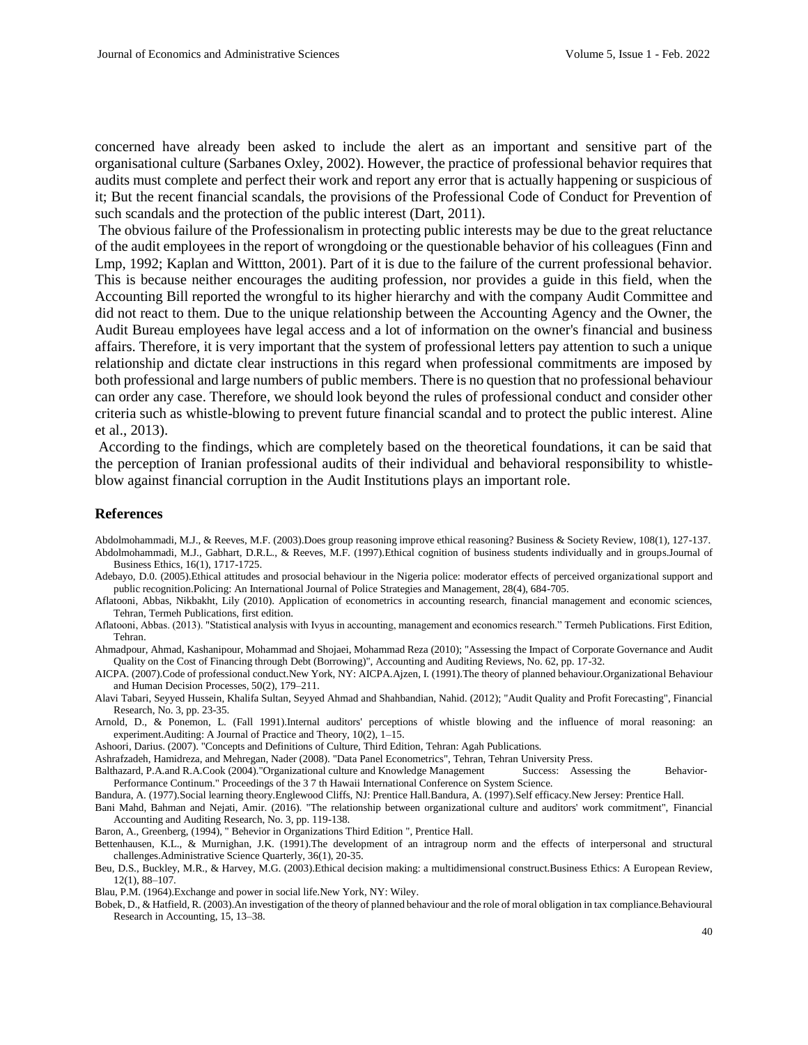concerned have already been asked to include the alert as an important and sensitive part of the organisational culture (Sarbanes Oxley, 2002). However, the practice of professional behavior requires that audits must complete and perfect their work and report any error that is actually happening or suspicious of it; But the recent financial scandals, the provisions of the Professional Code of Conduct for Prevention of such scandals and the protection of the public interest (Dart, 2011).

The obvious failure of the Professionalism in protecting public interests may be due to the great reluctance of the audit employees in the report of wrongdoing or the questionable behavior of his colleagues (Finn and Lmp, 1992; Kaplan and Wittton, 2001). Part of it is due to the failure of the current professional behavior. This is because neither encourages the auditing profession, nor provides a guide in this field, when the Accounting Bill reported the wrongful to its higher hierarchy and with the company Audit Committee and did not react to them. Due to the unique relationship between the Accounting Agency and the Owner, the Audit Bureau employees have legal access and a lot of information on the owner's financial and business affairs. Therefore, it is very important that the system of professional letters pay attention to such a unique relationship and dictate clear instructions in this regard when professional commitments are imposed by both professional and large numbers of public members. There is no question that no professional behaviour can order any case. Therefore, we should look beyond the rules of professional conduct and consider other criteria such as whistle-blowing to prevent future financial scandal and to protect the public interest. Aline et al., 2013).

According to the findings, which are completely based on the theoretical foundations, it can be said that the perception of Iranian professional audits of their individual and behavioral responsibility to whistle-blow against financial corruption in the Audit Institutions plays an important role.

## References

Abdolmohammadi, M.J., & Reeves, M.F. (2003).Does group reasoning improve ethical reasoning? Business & Society Review, 108(1), 127-137.

Abdolmohammadi, M.J., Gabhart, D.R.L., & Reeves, M.F. (1997).Ethical cognition of business students individually and in groups.Journal of Business Ethics, 16(1), 1717-1725.

Adebayo, D.0. (2005).Ethical attitudes and prosocial behaviour in the Nigeria police: moderator effects of perceived organizational support and public recognition.Policing: An International Journal of Police Strategies and Management, 28(4), 684-705.

Aflatooni, Abbas, Nikbakht, Lily (2010). Application of econometrics in accounting research, financial management and economic sciences, Tehran, Termeh Publications, first edition.

Aflatooni, Abbas. (2013). "Statistical analysis with Ivyus in accounting, management and economics research." Termeh Publications. First Edition, Tehran.

Ahmadpour, Ahmad, Kashanipour, Mohammad and Shojaei, Mohammad Reza (2010); "Assessing the Impact of Corporate Governance and Audit Quality on the Cost of Financing through Debt (Borrowing)", Accounting and Auditing Reviews, No. 62, pp. 17-32.

AICPA. (2007).Code of professional conduct.New York, NY: AICPA.Ajzen, I. (1991).The theory of planned behaviour.Organizational Behaviour and Human Decision Processes, 50(2), 179–211.

Alavi Tabari, Seyyed Hussein, Khalifa Sultan, Seyyed Ahmad and Shahbandian, Nahid. (2012); "Audit Quality and Profit Forecasting", Financial Research, No. 3, pp. 23-35.

Arnold, D., & Ponemon, L. (Fall 1991).Internal auditors' perceptions of whistle blowing and the influence of moral reasoning: an experiment.Auditing: A Journal of Practice and Theory, 10(2), 1–15.

Ashoori, Darius. (2007). "Concepts and Definitions of Culture, Third Edition, Tehran: Agah Publications.

Ashrafzadeh, Hamidreza, and Mehregan, Nader (2008). "Data Panel Econometrics", Tehran, Tehran University Press.

Balthazard, P.A.and R.A.Cook (2004)."Organizational culture and Knowledge Management Success: Assessing the Behavior-Performance Continum." Proceedings of the 3 7 th Hawaii International Conference on System Science.

Bandura, A. (1977).Social learning theory.Englewood Cliffs, NJ: Prentice Hall.Bandura, A. (1997).Self efficacy.New Jersey: Prentice Hall.

Bani Mahd, Bahman and Nejati, Amir. (2016). "The relationship between organizational culture and auditors' work commitment", Financial Accounting and Auditing Research, No. 3, pp. 119-138.

Baron, A., Greenberg, (1994), " Behevior in Organizations Third Edition ", Prentice Hall.

Bettenhausen, K.L., & Murnighan, J.K. (1991).The development of an intragroup norm and the effects of interpersonal and structural challenges.Administrative Science Quarterly, 36(1), 20-35.

Beu, D.S., Buckley, M.R., & Harvey, M.G. (2003).Ethical decision making: a multidimensional construct.Business Ethics: A European Review, 12(1), 88–107.

Blau, P.M. (1964).Exchange and power in social life.New York, NY: Wiley.

Bobek, D., & Hatfield, R. (2003).An investigation of the theory of planned behaviour and the role of moral obligation in tax compliance.Behavioural Research in Accounting, 15, 13–38.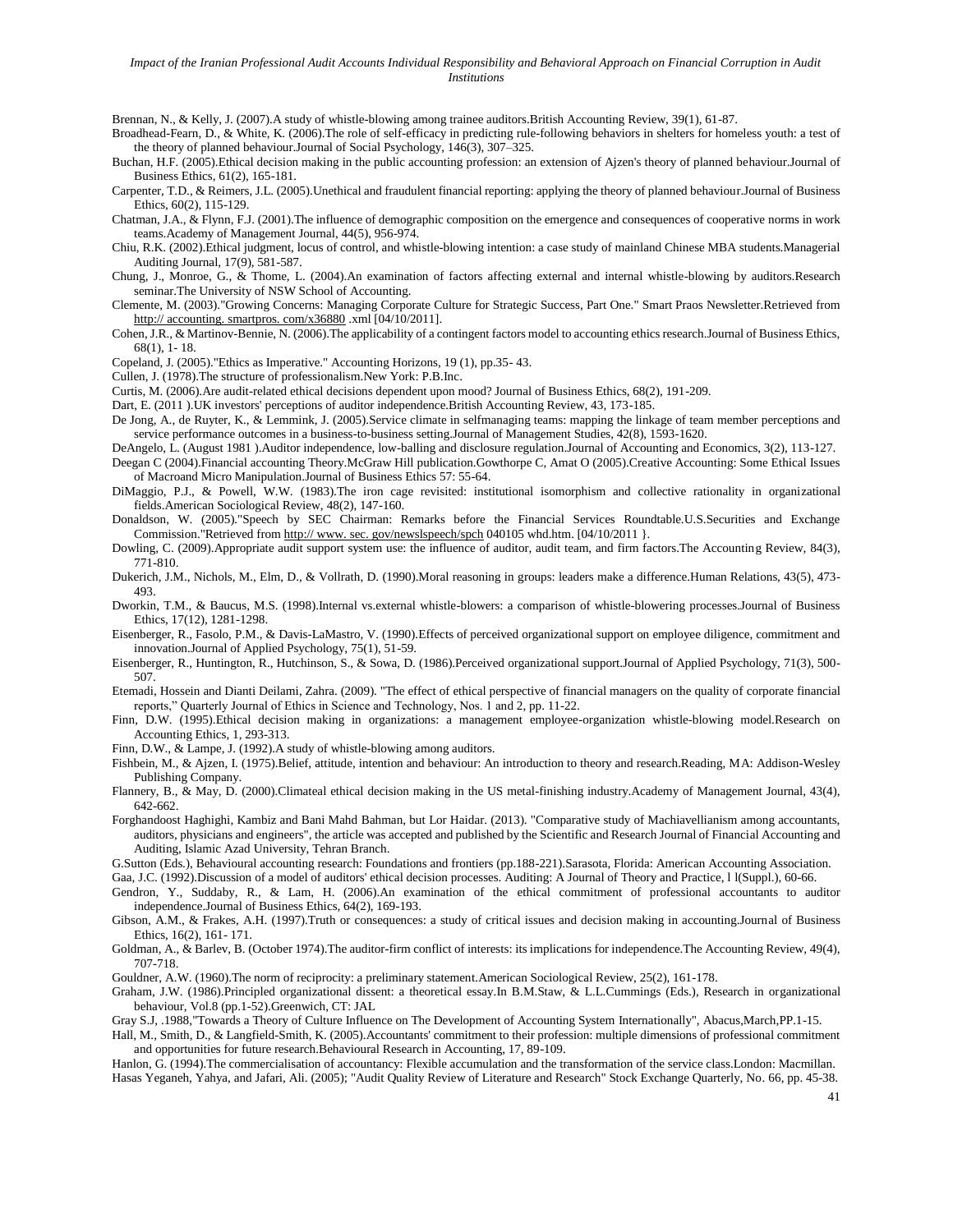Brennan, N., & Kelly, J. (2007).A study of whistle-blowing among trainee auditors.British Accounting Review, 39(1), 61-87.

Broadhead-Fearn, D., & White, K. (2006).The role of self-efficacy in predicting rule-following behaviors in shelters for homeless youth: a test of the theory of planned behaviour.Journal of Social Psychology, 146(3), 307–325.

Buchan, H.F. (2005).Ethical decision making in the public accounting profession: an extension of Ajzen's theory of planned behaviour.Journal of Business Ethics, 61(2), 165-181.

Carpenter, T.D., & Reimers, J.L. (2005).Unethical and fraudulent financial reporting: applying the theory of planned behaviour.Journal of Business Ethics, 60(2), 115-129.

Chatman, J.A., & Flynn, F.J. (2001).The influence of demographic composition on the emergence and consequences of cooperative norms in work teams.Academy of Management Journal, 44(5), 956-974.

Chiu, R.K. (2002).Ethical judgment, locus of control, and whistle-blowing intention: a case study of mainland Chinese MBA students.Managerial Auditing Journal, 17(9), 581-587.

Chung, J., Monroe, G., & Thome, L. (2004).An examination of factors affecting external and internal whistle-blowing by auditors.Research seminar.The University of NSW School of Accounting.

Clemente, M. (2003)."Growing Concerns: Managing Corporate Culture for Strategic Success, Part One." Smart Praos Newsletter.Retrieved from http:// accounting. smartpros. com/x36880 .xml [04/10/2011].

Cohen, J.R., & Martinov-Bennie, N. (2006).The applicability of a contingent factors model to accounting ethics research.Journal of Business Ethics, 68(1), 1- 18.

Copeland, J. (2005)."Ethics as Imperative." Accounting Horizons, 19 (1), pp.35- 43.

Cullen, J. (1978).The structure of professionalism.New York: P.B.Inc.

Curtis, M. (2006).Are audit-related ethical decisions dependent upon mood? Journal of Business Ethics, 68(2), 191-209.

Dart, E. (2011 ).UK investors' perceptions of auditor independence.British Accounting Review, 43, 173-185.

De Jong, A., de Ruyter, K., & Lemmink, J. (2005).Service climate in selfmanaging teams: mapping the linkage of team member perceptions and service performance outcomes in a business-to-business setting.Journal of Management Studies, 42(8), 1593-1620.

DeAngelo, L. (August 1981 ).Auditor independence, low-balling and disclosure regulation.Journal of Accounting and Economics, 3(2), 113-127.

Deegan C (2004).Financial accounting Theory.McGraw Hill publication.Gowthorpe C, Amat O (2005).Creative Accounting: Some Ethical Issues of Macroand Micro Manipulation.Journal of Business Ethics 57: 55-64.

DiMaggio, P.J., & Powell, W.W. (1983).The iron cage revisited: institutional isomorphism and collective rationality in organizational fields.American Sociological Review, 48(2), 147-160.

Donaldson, W. (2005)."Speech by SEC Chairman: Remarks before the Financial Services Roundtable.U.S.Securities and Exchange Commission."Retrieved from http:// www. sec. gov/newslspeech/spch 040105 whd.htm. [04/10/2011 }.

Dowling, C. (2009).Appropriate audit support system use: the influence of auditor, audit team, and firm factors.The Accounting Review, 84(3), 771-810.

Dukerich, J.M., Nichols, M., Elm, D., & Vollrath, D. (1990).Moral reasoning in groups: leaders make a difference.Human Relations, 43(5), 473-493.

Dworkin, T.M., & Baucus, M.S. (1998).Internal vs.external whistle-blowers: a comparison of whistle-blowering processes.Journal of Business Ethics, 17(12), 1281-1298.

Eisenberger, R., Fasolo, P.M., & Davis-LaMastro, V. (1990).Effects of perceived organizational support on employee diligence, commitment and innovation.Journal of Applied Psychology, 75(1), 51-59.

Eisenberger, R., Huntington, R., Hutchinson, S., & Sowa, D. (1986).Perceived organizational support.Journal of Applied Psychology, 71(3), 500-507.

Etemadi, Hossein and Dianti Deilami, Zahra. (2009). "The effect of ethical perspective of financial managers on the quality of corporate financial reports," Quarterly Journal of Ethics in Science and Technology, Nos. 1 and 2, pp. 11-22.

Finn, D.W. (1995).Ethical decision making in organizations: a management employee-organization whistle-blowing model.Research on Accounting Ethics, 1, 293-313.

Finn, D.W., & Lampe, J. (1992).A study of whistle-blowing among auditors.

Fishbein, M., & Ajzen, I. (1975).Belief, attitude, intention and behaviour: An introduction to theory and research.Reading, MA: Addison-Wesley Publishing Company.

Flannery, B., & May, D. (2000).Climateal ethical decision making in the US metal-finishing industry.Academy of Management Journal, 43(4), 642-662.

Forghandoost Haghighi, Kambiz and Bani Mahd Bahman, but Lor Haidar. (2013). "Comparative study of Machiavellianism among accountants, auditors, physicians and engineers", the article was accepted and published by the Scientific and Research Journal of Financial Accounting and Auditing, Islamic Azad University, Tehran Branch.

G.Sutton (Eds.), Behavioural accounting research: Foundations and frontiers (pp.188-221).Sarasota, Florida: American Accounting Association.

Gaa, J.C. (1992).Discussion of a model of auditors' ethical decision processes. Auditing: A Journal of Theory and Practice, l l(Suppl.), 60-66.

Gendron, Y., Suddaby, R., & Lam, H. (2006).An examination of the ethical commitment of professional accountants to auditor independence.Journal of Business Ethics, 64(2), 169-193.

Gibson, A.M., & Frakes, A.H. (1997).Truth or consequences: a study of critical issues and decision making in accounting.Journal of Business Ethics, 16(2), 161- 171.

Goldman, A., & Barlev, B. (October 1974).The auditor-firm conflict of interests: its implications for independence.The Accounting Review, 49(4), 707-718.

Gouldner, A.W. (1960).The norm of reciprocity: a preliminary statement.American Sociological Review, 25(2), 161-178.

Graham, J.W. (1986).Principled organizational dissent: a theoretical essay.In B.M.Staw, & L.L.Cummings (Eds.), Research in organizational behaviour, Vol.8 (pp.1-52).Greenwich, CT: JAL

Gray S.J, .1988,"Towards a Theory of Culture Influence on The Development of Accounting System Internationally", Abacus,March,PP.1-15.

Hall, M., Smith, D., & Langfield-Smith, K. (2005).Accountants' commitment to their profession: multiple dimensions of professional commitment and opportunities for future research.Behavioural Research in Accounting, 17, 89-109.

Hanlon, G. (1994).The commercialisation of accountancy: Flexible accumulation and the transformation of the service class.London: Macmillan.

Hasas Yeganeh, Yahya, and Jafari, Ali. (2005); "Audit Quality Review of Literature and Research" Stock Exchange Quarterly, No. 66, pp. 45-38.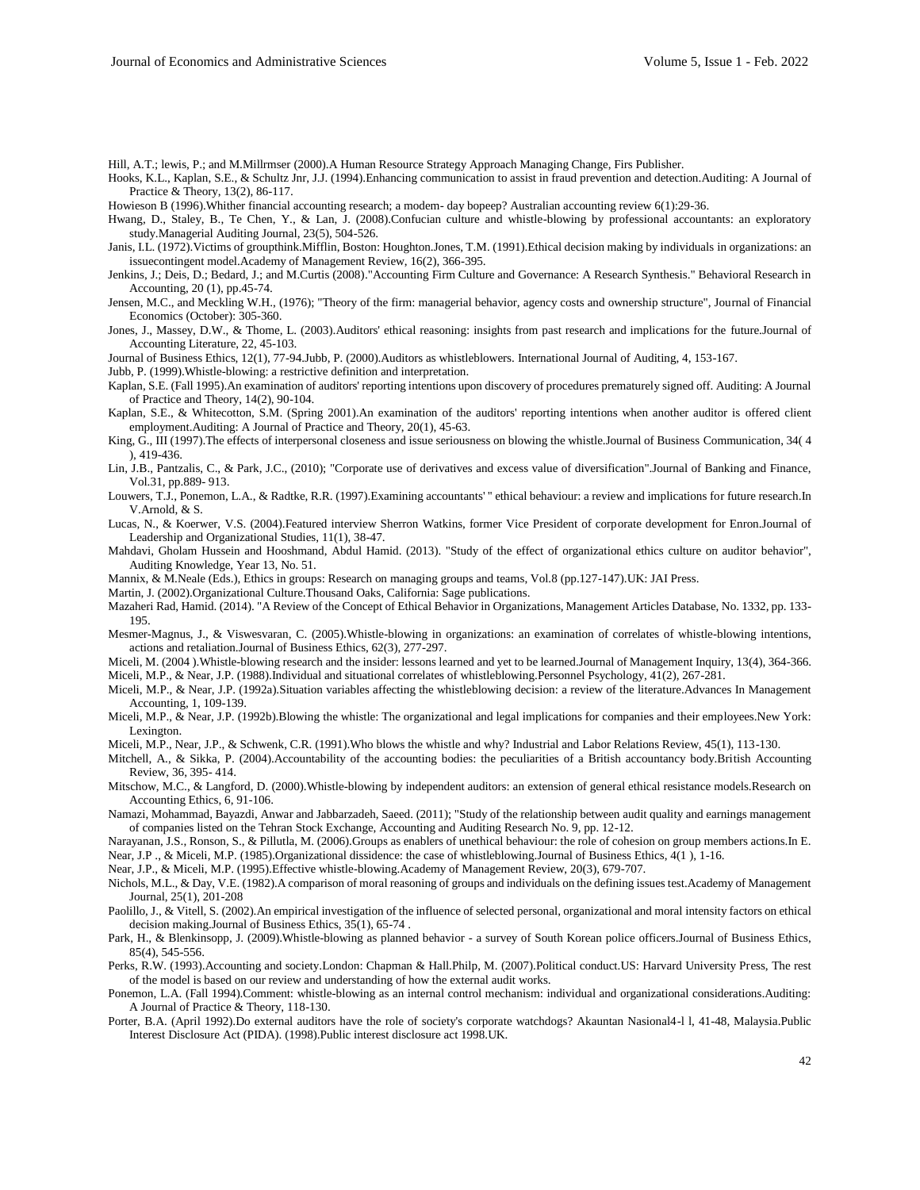Hill, A.T.; lewis, P.; and M.Millrmser (2000).A Human Resource Strategy Approach Managing Change, Firs Publisher.

Hooks, K.L., Kaplan, S.E., & Schultz Jnr, J.J. (1994).Enhancing communication to assist in fraud prevention and detection.Auditing: A Journal of Practice & Theory, 13(2), 86-117.

Howieson B (1996).Whither financial accounting research; a modem- day bopeep? Australian accounting review 6(1):29-36.

Hwang, D., Staley, B., Te Chen, Y., & Lan, J. (2008).Confucian culture and whistle-blowing by professional accountants: an exploratory study.Managerial Auditing Journal, 23(5), 504-526.

Janis, I.L. (1972).Victims of groupthink.Mifflin, Boston: Houghton.Jones, T.M. (1991).Ethical decision making by individuals in organizations: an issuecontingent model.Academy of Management Review, 16(2), 366-395.

Jenkins, J.; Deis, D.; Bedard, J.; and M.Curtis (2008)."Accounting Firm Culture and Governance: A Research Synthesis." Behavioral Research in Accounting, 20 (1), pp.45-74.

Jensen, M.C., and Meckling W.H., (1976); "Theory of the firm: managerial behavior, agency costs and ownership structure", Journal of Financial Economics (October): 305-360.

Jones, J., Massey, D.W., & Thome, L. (2003).Auditors' ethical reasoning: insights from past research and implications for the future.Journal of Accounting Literature, 22, 45-103.

Journal of Business Ethics, 12(1), 77-94.Jubb, P. (2000).Auditors as whistleblowers. International Journal of Auditing, 4, 153-167.

Jubb, P. (1999).Whistle-blowing: a restrictive definition and interpretation.

Kaplan, S.E. (Fall 1995).An examination of auditors' reporting intentions upon discovery of procedures prematurely signed off. Auditing: A Journal of Practice and Theory, 14(2), 90-104.

Kaplan, S.E., & Whitecotton, S.M. (Spring 2001).An examination of the auditors' reporting intentions when another auditor is offered client employment.Auditing: A Journal of Practice and Theory, 20(1), 45-63.

King, G., III (1997).The effects of interpersonal closeness and issue seriousness on blowing the whistle.Journal of Business Communication, 34( 4 ), 419-436.

Lin, J.B., Pantzalis, C., & Park, J.C., (2010); "Corporate use of derivatives and excess value of diversification".Journal of Banking and Finance, Vol.31, pp.889- 913.

Louwers, T.J., Ponemon, L.A., & Radtke, R.R. (1997).Examining accountants' " ethical behaviour: a review and implications for future research.In V.Arnold, & S.

Lucas, N., & Koerwer, V.S. (2004).Featured interview Sherron Watkins, former Vice President of corporate development for Enron.Journal of Leadership and Organizational Studies, 11(1), 38-47.

Mahdavi, Gholam Hussein and Hooshmand, Abdul Hamid. (2013). "Study of the effect of organizational ethics culture on auditor behavior", Auditing Knowledge, Year 13, No. 51.

Mannix, & M.Neale (Eds.), Ethics in groups: Research on managing groups and teams, Vol.8 (pp.127-147).UK: JAI Press.

Martin, J. (2002).Organizational Culture.Thousand Oaks, California: Sage publications.

Mazaheri Rad, Hamid. (2014). "A Review of the Concept of Ethical Behavior in Organizations, Management Articles Database, No. 1332, pp. 133-195.

Mesmer-Magnus, J., & Viswesvaran, C. (2005).Whistle-blowing in organizations: an examination of correlates of whistle-blowing intentions, actions and retaliation.Journal of Business Ethics, 62(3), 277-297.

Miceli, M. (2004 ).Whistle-blowing research and the insider: lessons learned and yet to be learned.Journal of Management Inquiry, 13(4), 364-366.

Miceli, M.P., & Near, J.P. (1988).Individual and situational correlates of whistleblowing.Personnel Psychology, 41(2), 267-281.

Miceli, M.P., & Near, J.P. (1992a).Situation variables affecting the whistleblowing decision: a review of the literature.Advances In Management Accounting, 1, 109-139.

Miceli, M.P., & Near, J.P. (1992b).Blowing the whistle: The organizational and legal implications for companies and their employees.New York: Lexington.

Miceli, M.P., Near, J.P., & Schwenk, C.R. (1991).Who blows the whistle and why? Industrial and Labor Relations Review, 45(1), 113-130.

Mitchell, A., & Sikka, P. (2004).Accountability of the accounting bodies: the peculiarities of a British accountancy body.British Accounting Review, 36, 395- 414.

Mitschow, M.C., & Langford, D. (2000).Whistle-blowing by independent auditors: an extension of general ethical resistance models.Research on Accounting Ethics, 6, 91-106.

Namazi, Mohammad, Bayazdi, Anwar and Jabbarzadeh, Saeed. (2011); "Study of the relationship between audit quality and earnings management of companies listed on the Tehran Stock Exchange, Accounting and Auditing Research No. 9, pp. 12-12.

Narayanan, J.S., Ronson, S., & Pillutla, M. (2006).Groups as enablers of unethical behaviour: the role of cohesion on group members actions.In E.

Near, J.P ., & Miceli, M.P. (1985).Organizational dissidence: the case of whistleblowing.Journal of Business Ethics, 4(1 ), 1-16.

Near, J.P., & Miceli, M.P. (1995).Effective whistle-blowing.Academy of Management Review, 20(3), 679-707.

Nichols, M.L., & Day, V.E. (1982).A comparison of moral reasoning of groups and individuals on the defining issues test.Academy of Management Journal, 25(1), 201-208

Paolillo, J., & Vitell, S. (2002).An empirical investigation of the influence of selected personal, organizational and moral intensity factors on ethical decision making.Journal of Business Ethics, 35(1), 65-74 .

Park, H., & Blenkinsopp, J. (2009).Whistle-blowing as planned behavior - a survey of South Korean police officers.Journal of Business Ethics, 85(4), 545-556.

Perks, R.W. (1993).Accounting and society.London: Chapman & Hall.Philp, M. (2007).Political conduct.US: Harvard University Press, The rest of the model is based on our review and understanding of how the external audit works.

Ponemon, L.A. (Fall 1994).Comment: whistle-blowing as an internal control mechanism: individual and organizational considerations.Auditing: A Journal of Practice & Theory, 118-130.

Porter, B.A. (April 1992).Do external auditors have the role of society's corporate watchdogs? Akauntan Nasional4-l l, 41-48, Malaysia.Public Interest Disclosure Act (PIDA). (1998).Public interest disclosure act 1998.UK.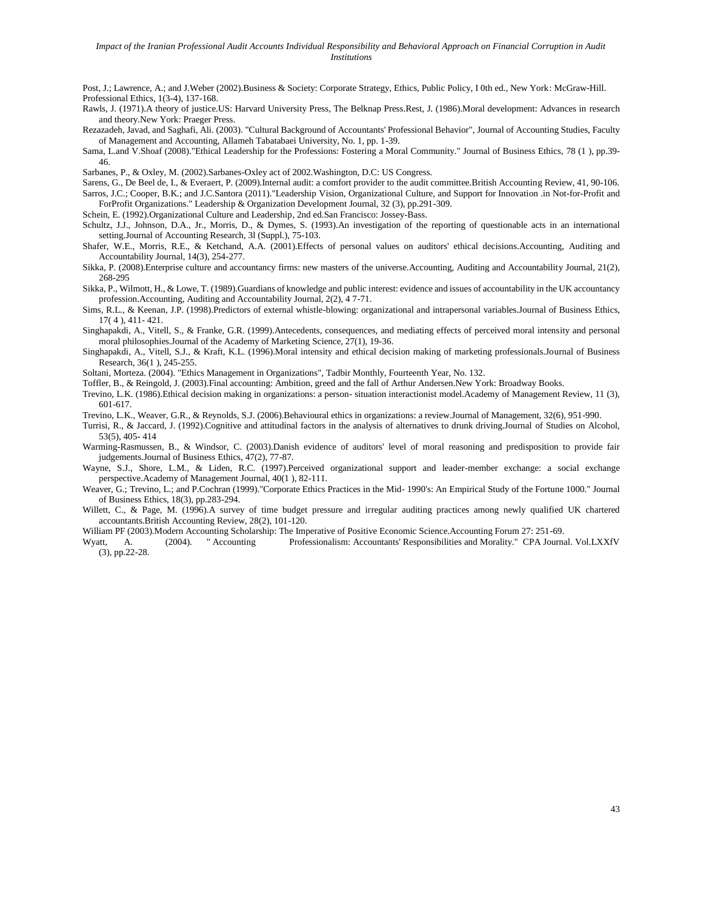Post, J.; Lawrence, A.; and J.Weber (2002).Business & Society: Corporate Strategy, Ethics, Public Policy, I 0th ed., New York: McGraw-Hill. Professional Ethics, 1(3-4), 137-168.

Rawls, J. (1971).A theory of justice.US: Harvard University Press, The Belknap Press.Rest, J. (1986).Moral development: Advances in research and theory.New York: Praeger Press.

Rezazadeh, Javad, and Saghafi, Ali. (2003). "Cultural Background of Accountants' Professional Behavior", Journal of Accounting Studies, Faculty of Management and Accounting, Allameh Tabatabaei University, No. 1, pp. 1-39.

Sama, L.and V.Shoaf (2008)."Ethical Leadership for the Professions: Fostering a Moral Community." Journal of Business Ethics, 78 (1 ), pp.39-46.

Sarbanes, P., & Oxley, M. (2002).Sarbanes-Oxley act of 2002.Washington, D.C: US Congress.

Sarens, G., De Beel de, I., & Everaert, P. (2009).Internal audit: a comfort provider to the audit committee.British Accounting Review, 41, 90-106.

Sarros, J.C.; Cooper, B.K.; and J.C.Santora (2011)."Leadership Vision, Organizational Culture, and Support for Innovation .in Not-for-Profit and ForProfit Organizations." Leadership & Organization Development Journal, 32 (3), pp.291-309.

Schein, E. (1992).Organizational Culture and Leadership, 2nd ed.San Francisco: Jossey-Bass.

Schultz, J.J., Johnson, D.A., Jr., Morris, D., & Dymes, S. (1993).An investigation of the reporting of questionable acts in an international setting.Journal of Accounting Research, 3l (Suppl.), 75-103.

Shafer, W.E., Morris, R.E., & Ketchand, A.A. (2001).Effects of personal values on auditors' ethical decisions.Accounting, Auditing and Accountability Journal, 14(3), 254-277.

Sikka, P. (2008).Enterprise culture and accountancy firms: new masters of the universe.Accounting, Auditing and Accountability Journal, 21(2), 268-295

Sikka, P., Wilmott, H., & Lowe, T. (1989).Guardians of knowledge and public interest: evidence and issues of accountability in the UK accountancy profession.Accounting, Auditing and Accountability Journal, 2(2), 4 7-71.

Sims, R.L., & Keenan, J.P. (1998).Predictors of external whistle-blowing: organizational and intrapersonal variables.Journal of Business Ethics, 17( 4 ), 411- 421.

Singhapakdi, A., Vitell, S., & Franke, G.R. (1999).Antecedents, consequences, and mediating effects of perceived moral intensity and personal moral philosophies.Journal of the Academy of Marketing Science, 27(1), 19-36.

Singhapakdi, A., Vitell, S.J., & Kraft, K.L. (1996).Moral intensity and ethical decision making of marketing professionals.Journal of Business Research, 36(1 ), 245-255.

Soltani, Morteza. (2004). "Ethics Management in Organizations", Tadbir Monthly, Fourteenth Year, No. 132.

Toffler, B., & Reingold, J. (2003).Final accounting: Ambition, greed and the fall of Arthur Andersen.New York: Broadway Books.

Trevino, L.K. (1986).Ethical decision making in organizations: a person- situation interactionist model.Academy of Management Review, 11 (3), 601-617.

Trevino, L.K., Weaver, G.R., & Reynolds, S.J. (2006).Behavioural ethics in organizations: a review.Journal of Management, 32(6), 951-990.

Turrisi, R., & Jaccard, J. (1992).Cognitive and attitudinal factors in the analysis of alternatives to drunk driving.Journal of Studies on Alcohol, 53(5), 405- 414

Warming-Rasmussen, B., & Windsor, C. (2003).Danish evidence of auditors' level of moral reasoning and predisposition to provide fair judgements.Journal of Business Ethics, 47(2), 77-87.

Wayne, S.J., Shore, L.M., & Liden, R.C. (1997).Perceived organizational support and leader-member exchange: a social exchange perspective.Academy of Management Journal, 40(1 ), 82-111.

Weaver, G.; Trevino, L.; and P.Cochran (1999)."Corporate Ethics Practices in the Mid- 1990's: An Empirical Study of the Fortune 1000." Journal of Business Ethics, 18(3), pp.283-294.

Willett, C., & Page, M. (1996).A survey of time budget pressure and irregular auditing practices among newly qualified UK chartered accountants.British Accounting Review, 28(2), 101-120.

William PF (2003).Modern Accounting Scholarship: The Imperative of Positive Economic Science.Accounting Forum 27: 251-69.

Wyatt, A. (2004). " Accounting Professionalism: Accountants' Responsibilities and Morality." CPA Journal. Vol.LXXfV (3), pp.22-28.